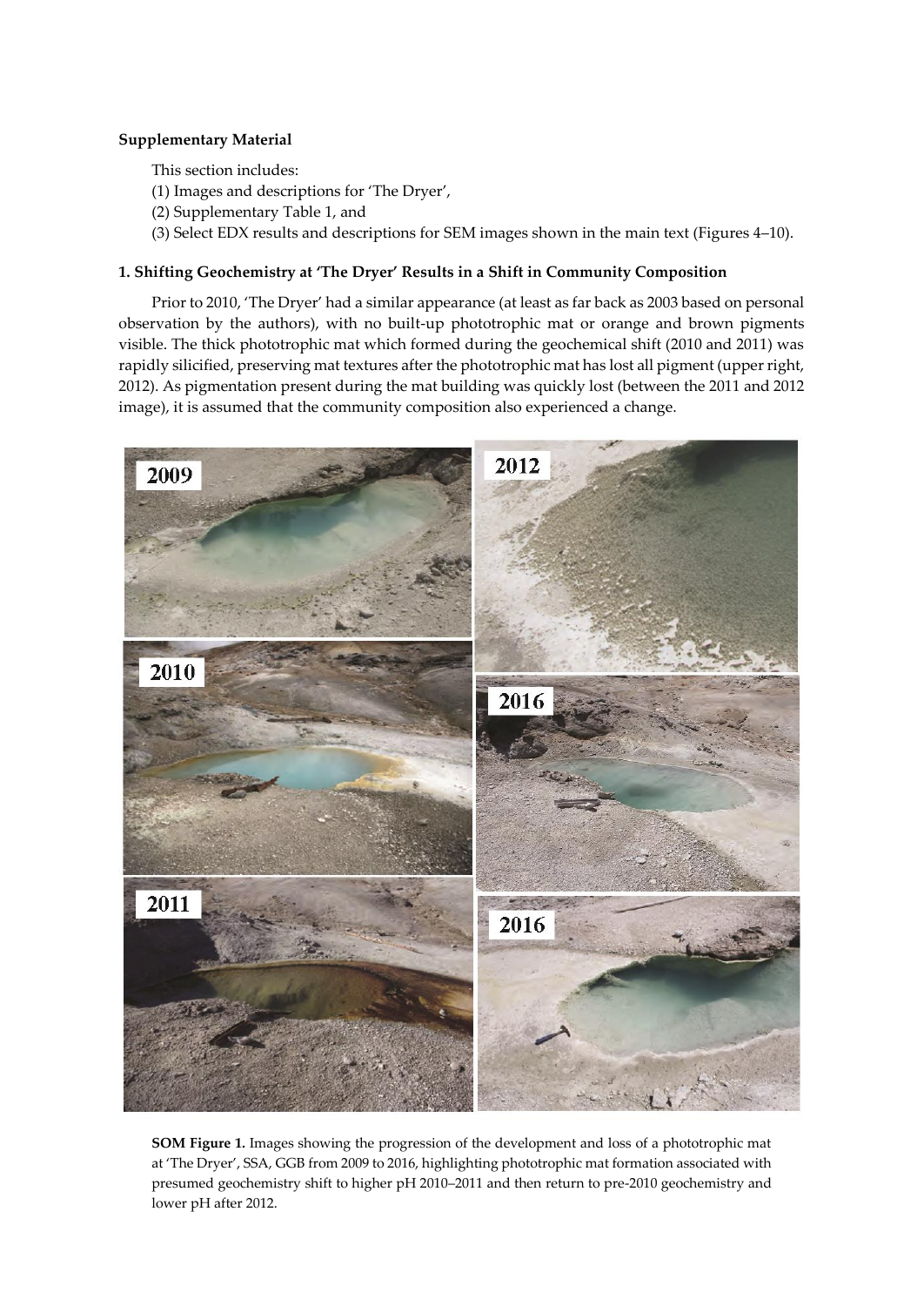**Supplementary Material**

This section includes:

(1) Images and descriptions for 'The Dryer',

(2) Supplementary Table 1, and

(3) Select EDX results and descriptions for SEM images shown in the main text (Figures 4–10).

**1. Shifting Geochemistry at 'The Dryer' Results in a Shift in Community Composition**

Prior to 2010, 'The Dryer' had a similar appearance (at least as far back as 2003 based on personal observation by the authors), with no built-up phototrophic mat or orange and brown pigments visible. The thick phototrophic mat which formed during the geochemical shift (2010 and 2011) was rapidly silicified, preserving mat textures after the phototrophic mat has lost all pigment (upper right, 2012). As pigmentation present during the mat building was quickly lost (between the 2011 and 2012 image), it is assumed that the community composition also experienced a change.

**SOM Figure 1.** Images showing the progression of the development and loss of a phototrophic mat at 'The Dryer', SSA, GGB from 2009 to 2016, highlighting phototrophic mat formation associated with presumed geochemistry shift to higher pH 2010–2011 and then return to pre-2010 geochemistry and lower pH after 2012.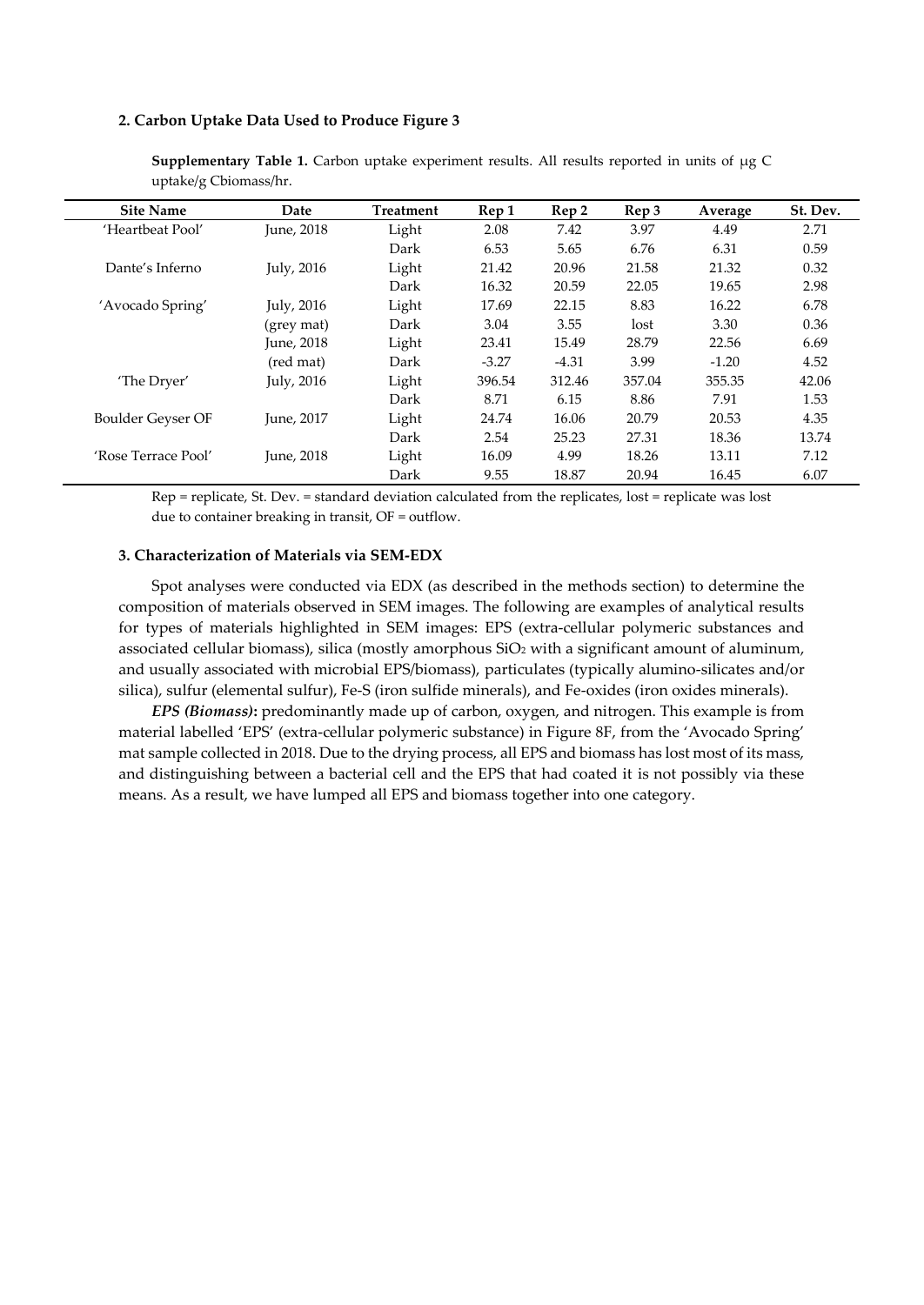### 2. Carbon Uptake Data Used to Produce Figure 3

**Supplementary Table 1.** Carbon uptake experiment results. All results reported in units of μg C uptake/g Cbiomass/hr.

| Site Name | Date | Treatment | Rep 1 | Rep 2 | Rep 3 | Average | St. Dev. |
|---|---|---|---|---|---|---|---|
| 'Heartbeat Pool' | June, 2018 | Light | 2.08 | 7.42 | 3.97 | 4.49 | 2.71 |
| | | Dark | 6.53 | 5.65 | 6.76 | 6.31 | 0.59 |
| Dante's Inferno | July, 2016 | Light | 21.42 | 20.96 | 21.58 | 21.32 | 0.32 |
| | | Dark | 16.32 | 20.59 | 22.05 | 19.65 | 2.98 |
| 'Avocado Spring' | July, 2016 | Light | 17.69 | 22.15 | 8.83 | 16.22 | 6.78 |
| | (grey mat) | Dark | 3.04 | 3.55 | lost | 3.30 | 0.36 |
| | June, 2018 | Light | 23.41 | 15.49 | 28.79 | 22.56 | 6.69 |
| | (red mat) | Dark | -3.27 | -4.31 | 3.99 | -1.20 | 4.52 |
| 'The Dryer' | July, 2016 | Light | 396.54 | 312.46 | 357.04 | 355.35 | 42.06 |
| | | Dark | 8.71 | 6.15 | 8.86 | 7.91 | 1.53 |
| Boulder Geyser OF | June, 2017 | Light | 24.74 | 16.06 | 20.79 | 20.53 | 4.35 |
| | | Dark | 2.54 | 25.23 | 27.31 | 18.36 | 13.74 |
| 'Rose Terrace Pool' | June, 2018 | Light | 16.09 | 4.99 | 18.26 | 13.11 | 7.12 |
| | | Dark | 9.55 | 18.87 | 20.94 | 16.45 | 6.07 |

Rep = replicate, St. Dev. = standard deviation calculated from the replicates, lost = replicate was lost due to container breaking in transit, OF = outflow.

### 3. Characterization of Materials via SEM-EDX

Spot analyses were conducted via EDX (as described in the methods section) to determine the composition of materials observed in SEM images. The following are examples of analytical results for types of materials highlighted in SEM images: EPS (extra-cellular polymeric substances and associated cellular biomass), silica (mostly amorphous $SiO_2$ with a significant amount of aluminum, and usually associated with microbial EPS/biomass), particulates (typically alumino-silicates and/or silica), sulfur (elemental sulfur), Fe-S (iron sulfide minerals), and Fe-oxides (iron oxides minerals).

***EPS (Biomass)*:** predominantly made up of carbon, oxygen, and nitrogen. This example is from material labelled 'EPS' (extra-cellular polymeric substance) in Figure 8F, from the 'Avocado Spring' mat sample collected in 2018. Due to the drying process, all EPS and biomass has lost most of its mass, and distinguishing between a bacterial cell and the EPS that had coated it is not possibly via these means. As a result, we have lumped all EPS and biomass together into one category.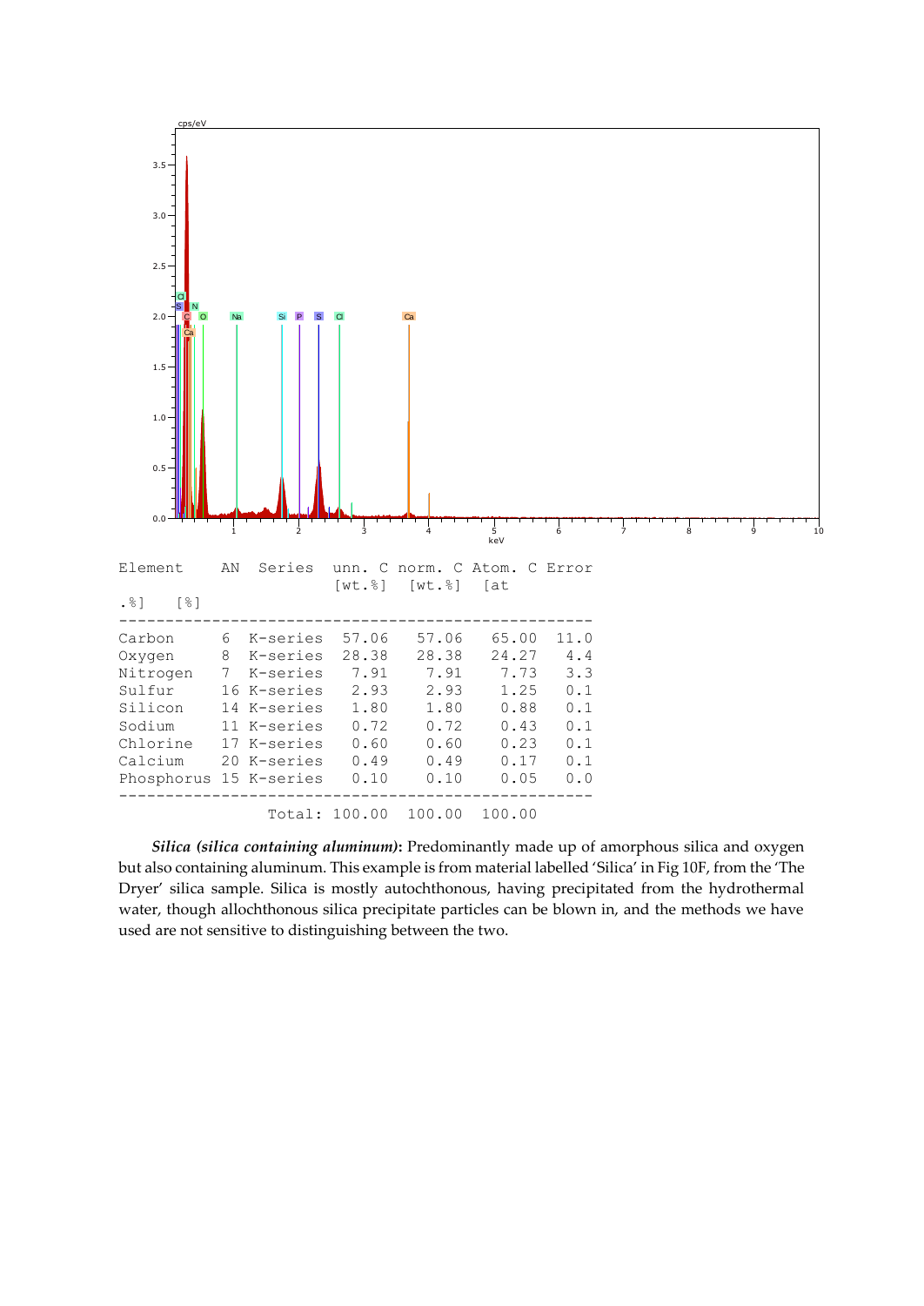| Element | AN | Series | unn. C [wt.%] | norm. C [wt.%] | Atom. C [at.%] | Error [%] |
|---|---|---|---|---|---|---|
| Carbon | 6 | K-series | 57.06 | 57.06 | 65.00 | 11.0 |
| Oxygen | 8 | K-series | 28.38 | 28.38 | 24.27 | 4.4 |
| Nitrogen | 7 | K-series | 7.91 | 7.91 | 7.73 | 3.3 |
| Sulfur | 16 | K-series | 2.93 | 2.93 | 1.25 | 0.1 |
| Silicon | 14 | K-series | 1.80 | 1.80 | 0.88 | 0.1 |
| Sodium | 11 | K-series | 0.72 | 0.72 | 0.43 | 0.1 |
| Chlorine | 17 | K-series | 0.60 | 0.60 | 0.23 | 0.1 |
| Calcium | 20 | K-series | 0.49 | 0.49 | 0.17 | 0.1 |
| Phosphorus | 15 | K-series | 0.10 | 0.10 | 0.05 | 0.0 |
| | | Total: | 100.00 | 100.00 | 100.00 | |

***Silica (silica containing aluminum)*:** Predominantly made up of amorphous silica and oxygen but also containing aluminum. This example is from material labelled 'Silica' in Fig 10F, from the 'The Dryer' silica sample. Silica is mostly autochthonous, having precipitated from the hydrothermal water, though allochthonous silica precipitate particles can be blown in, and the methods we have used are not sensitive to distinguishing between the two.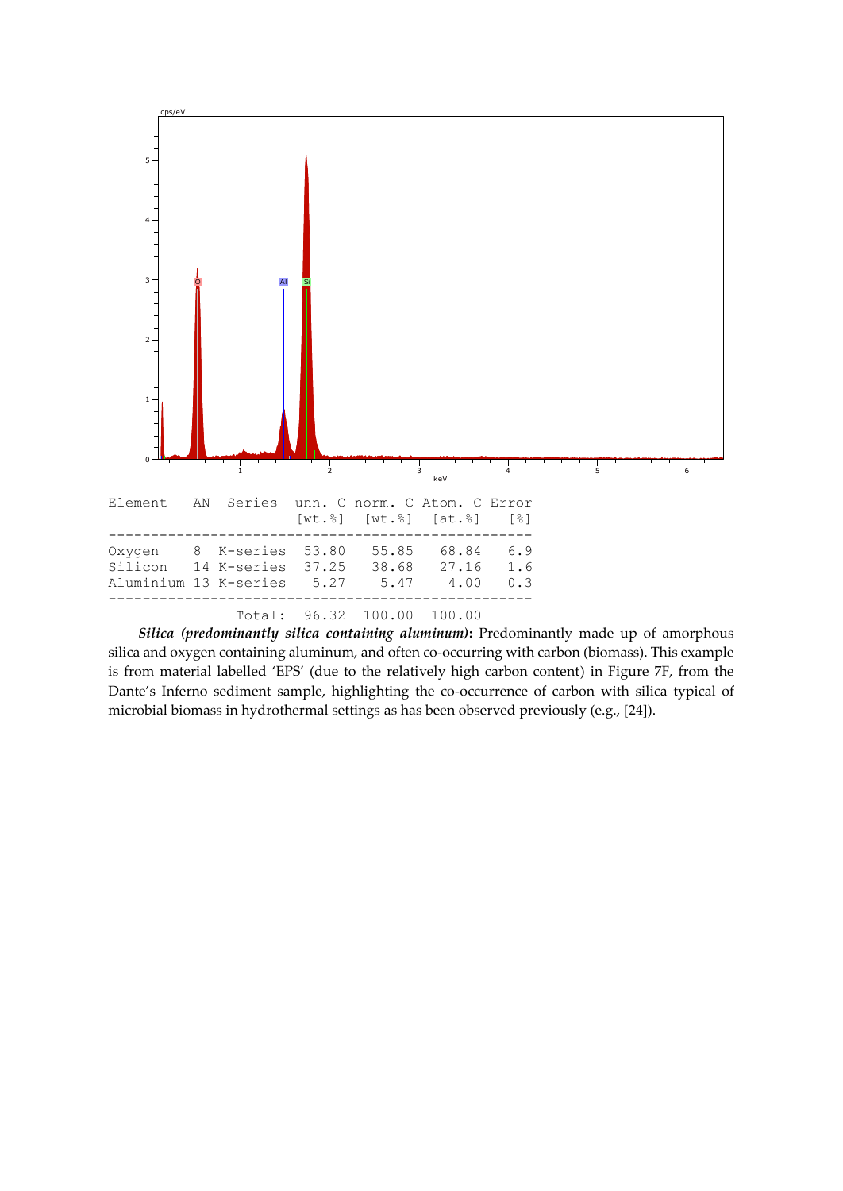| Element | AN | Series | unn. C [wt.%] | norm. C [wt.%] | Atom. C [at.%] | Error [%] |
|---|---|---|---|---|---|---|
| Oxygen | 8 | K-series | 53.80 | 55.85 | 68.84 | 6.9 |
| Silicon | 14 | K-series | 37.25 | 38.68 | 27.16 | 1.6 |
| Aluminium | 13 | K-series | 5.27 | 5.47 | 4.00 | 0.3 |
| | | Total: | 96.32 | 100.00 | 100.00 | |

***Silica (predominantly silica containing aluminum)*:** Predominantly made up of amorphous silica and oxygen containing aluminum, and often co-occurring with carbon (biomass). This example is from material labelled 'EPS' (due to the relatively high carbon content) in Figure 7F, from the Dante's Inferno sediment sample, highlighting the co-occurrence of carbon with silica typical of microbial biomass in hydrothermal settings as has been observed previously (e.g., [24]).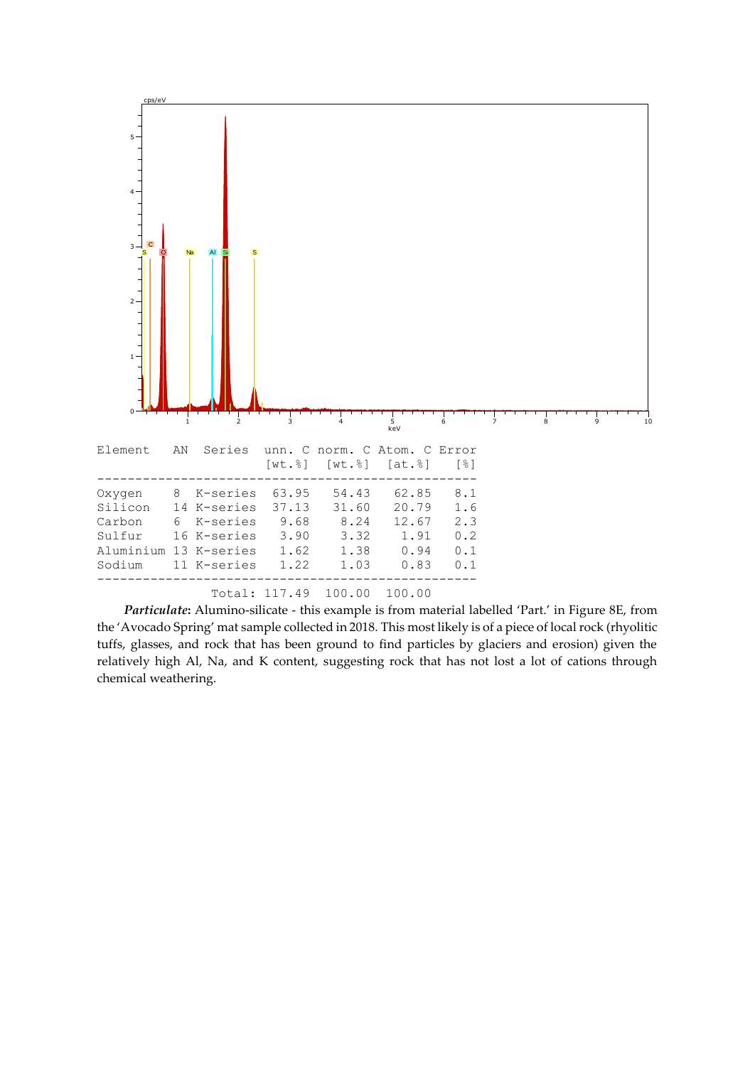| Element | AN | Series | unn. C [wt.%] | norm. C [wt.%] | Atom. C [at.%] | Error [%] |
|---|---|---|---|---|---|---|
| Oxygen | 8 | K-series | 63.95 | 54.43 | 62.85 | 8.1 |
| Silicon | 14 | K-series | 37.13 | 31.60 | 20.79 | 1.6 |
| Carbon | 6 | K-series | 9.68 | 8.24 | 12.67 | 2.3 |
| Sulfur | 16 | K-series | 3.90 | 3.32 | 1.91 | 0.2 |
| Aluminium | 13 | K-series | 1.62 | 1.38 | 0.94 | 0.1 |
| Sodium | 11 | K-series | 1.22 | 1.03 | 0.83 | 0.1 |
| | | Total: | 117.49 | 100.00 | 100.00 | |

***Particulate*:** Alumino-silicate - this example is from material labelled 'Part.' in Figure 8E, from the 'Avocado Spring' mat sample collected in 2018. This most likely is of a piece of local rock (rhyolitic tuffs, glasses, and rock that has been ground to find particles by glaciers and erosion) given the relatively high Al, Na, and K content, suggesting rock that has not lost a lot of cations through chemical weathering.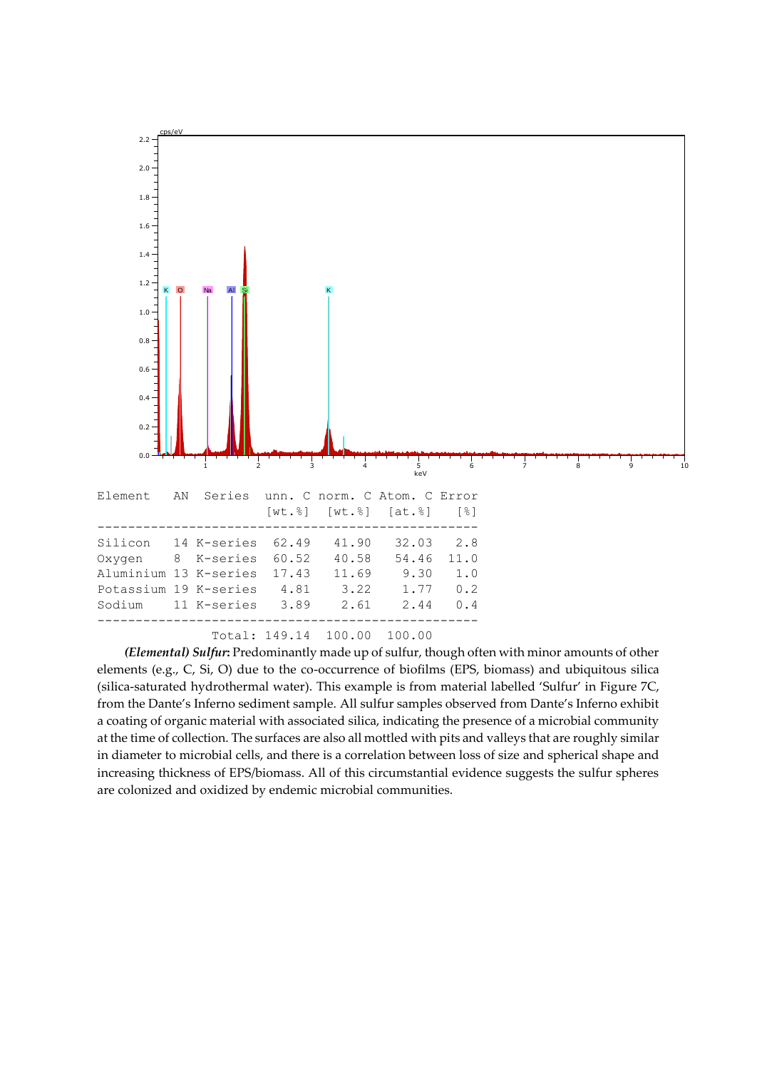| Element | AN | Series | unn. C [wt.%] | norm. C [wt.%] | Atom. C [at.%] | Error [%] |
|---|---|---|---|---|---|---|
| Silicon | 14 | K-series | 62.49 | 41.90 | 32.03 | 2.8 |
| Oxygen | 8 | K-series | 60.52 | 40.58 | 54.46 | 11.0 |
| Aluminium | 13 | K-series | 17.43 | 11.69 | 9.30 | 1.0 |
| Potassium | 19 | K-series | 4.81 | 3.22 | 1.77 | 0.2 |
| Sodium | 11 | K-series | 3.89 | 2.61 | 2.44 | 0.4 |
| | | Total: | 149.14 | 100.00 | 100.00 | |

***(Elemental) Sulfur*:** Predominantly made up of sulfur, though often with minor amounts of other elements (e.g., C, Si, O) due to the co-occurrence of biofilms (EPS, biomass) and ubiquitous silica (silica-saturated hydrothermal water). This example is from material labelled 'Sulfur' in Figure 7C, from the Dante's Inferno sediment sample. All sulfur samples observed from Dante's Inferno exhibit a coating of organic material with associated silica, indicating the presence of a microbial community at the time of collection. The surfaces are also all mottled with pits and valleys that are roughly similar in diameter to microbial cells, and there is a correlation between loss of size and spherical shape and increasing thickness of EPS/biomass. All of this circumstantial evidence suggests the sulfur spheres are colonized and oxidized by endemic microbial communities.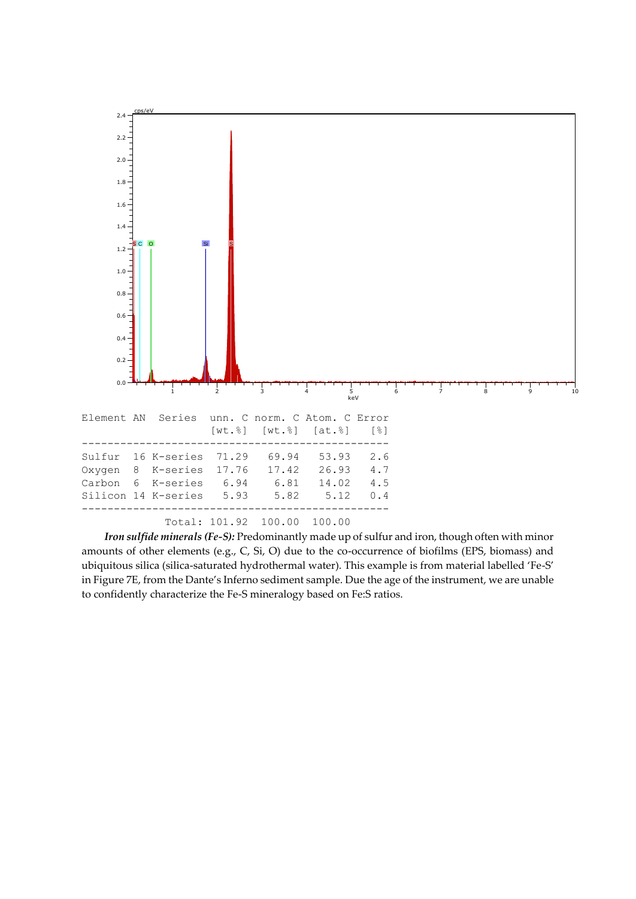| Element | AN | Series | unn. C [wt.%] | norm. C [wt.%] | Atom. C [at.%] | Error [%] |
|---|---|---|---|---|---|---|
| Sulfur | 16 | K-series | 71.29 | 69.94 | 53.93 | 2.6 |
| Oxygen | 8 | K-series | 17.76 | 17.42 | 26.93 | 4.7 |
| Carbon | 6 | K-series | 6.94 | 6.81 | 14.02 | 4.5 |
| Silicon | 14 | K-series | 5.93 | 5.82 | 5.12 | 0.4 |
| | | Total: | 101.92 | 100.00 | 100.00 | |

***Iron sulfide minerals (Fe-S):*** Predominantly made up of sulfur and iron, though often with minor amounts of other elements (e.g., C, Si, O) due to the co-occurrence of biofilms (EPS, biomass) and ubiquitous silica (silica-saturated hydrothermal water). This example is from material labelled 'Fe-S' in Figure 7E, from the Dante's Inferno sediment sample. Due the age of the instrument, we are unable to confidently characterize the Fe-S mineralogy based on Fe:S ratios.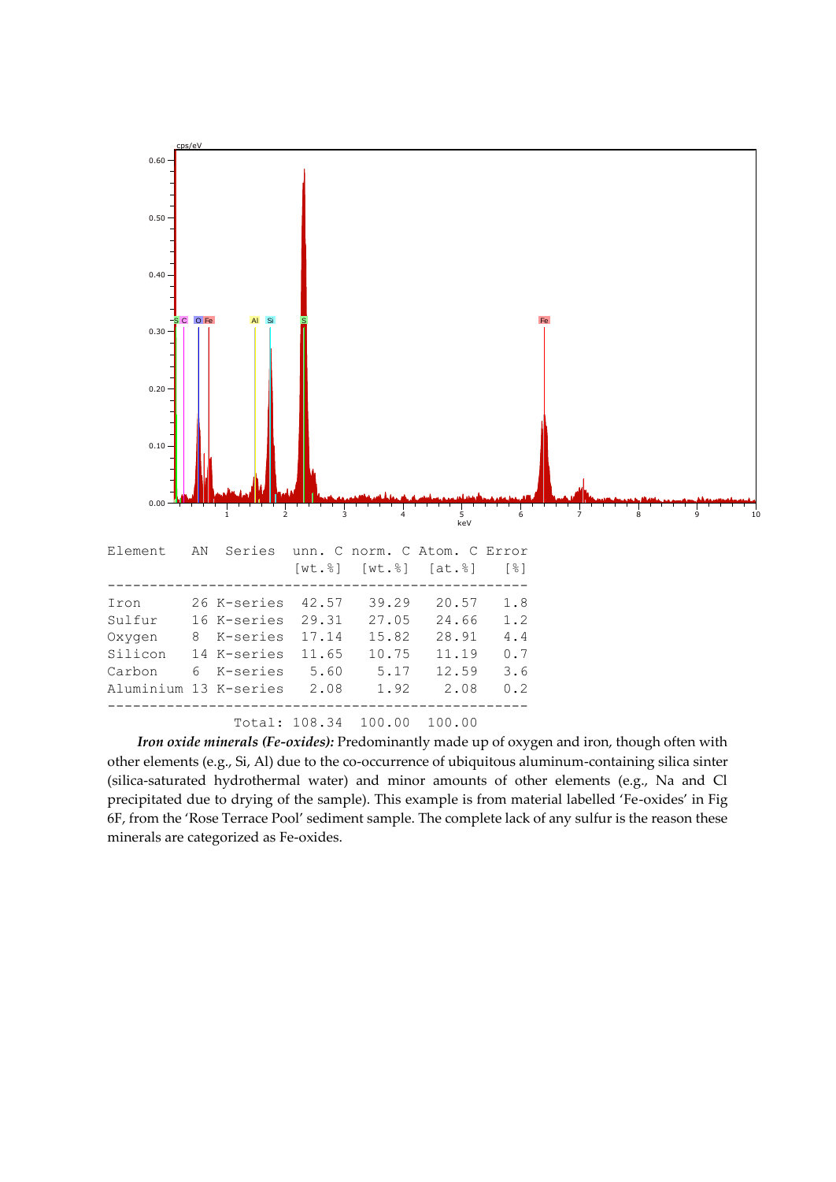| Element | AN | Series | unn. C [wt.%] | norm. C [wt.%] | Atom. C [at.%] | Error [%] |
|---|---|---|---|---|---|---|
| Iron | 26 | K-series | 42.57 | 39.29 | 20.57 | 1.8 |
| Sulfur | 16 | K-series | 29.31 | 27.05 | 24.66 | 1.2 |
| Oxygen | 8 | K-series | 17.14 | 15.82 | 28.91 | 4.4 |
| Silicon | 14 | K-series | 11.65 | 10.75 | 11.19 | 0.7 |
| Carbon | 6 | K-series | 5.60 | 5.17 | 12.59 | 3.6 |
| Aluminium | 13 | K-series | 2.08 | 1.92 | 2.08 | 0.2 |
| | | Total: | 108.34 | 100.00 | 100.00 | |

***Iron oxide minerals (Fe-oxides):*** Predominantly made up of oxygen and iron, though often with other elements (e.g., Si, Al) due to the co-occurrence of ubiquitous aluminum-containing silica sinter (silica-saturated hydrothermal water) and minor amounts of other elements (e.g., Na and Cl precipitated due to drying of the sample). This example is from material labelled 'Fe-oxides' in Fig 6F, from the 'Rose Terrace Pool' sediment sample. The complete lack of any sulfur is the reason these minerals are categorized as Fe-oxides.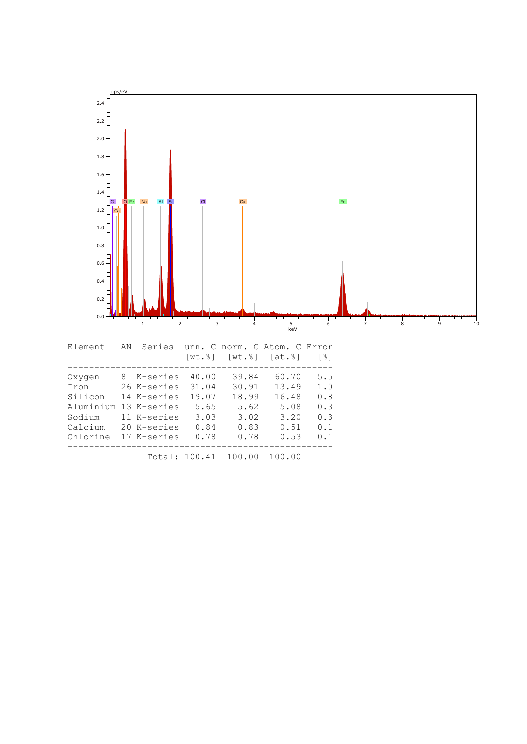cps/eV

2.4
2.2
2.0
1.8
1.6
1.4
1.2
1.0
0.8
0.6
0.4
0.2
0.0

Cl Ca O Fe Na Al Si Cl Ca Fe

1 2 3 4 5 6 7 8 9 10

keV

| Element | AN | Series | unn. C [wt.%] | norm. C [wt.%] | Atom. C [at.%] | Error [%] |
|---|---|---|---|---|---|---|
| Oxygen | 8 | K-series | 40.00 | 39.84 | 60.70 | 5.5 |
| Iron | 26 | K-series | 31.04 | 30.91 | 13.49 | 1.0 |
| Silicon | 14 | K-series | 19.07 | 18.99 | 16.48 | 0.8 |
| Aluminium | 13 | K-series | 5.65 | 5.62 | 5.08 | 0.3 |
| Sodium | 11 | K-series | 3.03 | 3.02 | 3.20 | 0.3 |
| Calcium | 20 | K-series | 0.84 | 0.83 | 0.51 | 0.1 |
| Chlorine | 17 | K-series | 0.78 | 0.78 | 0.53 | 0.1 |
| | | Total: | 100.41 | 100.00 | 100.00 | |